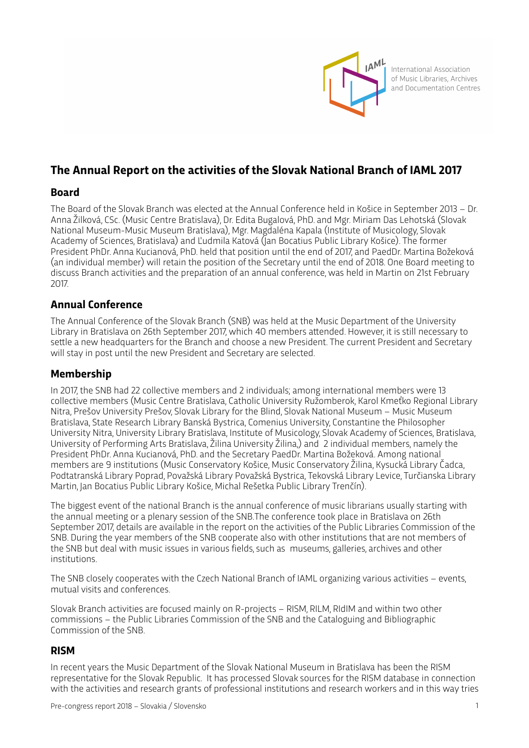International Association of Music Libraries, Archives and Documentation Centres

# The Annual Report on the activities of the Slovak National Branch of IAML 2017

## Board

The Board of the Slovak Branch was elected at the Annual Conference held in Košice in September 2013 – Dr. Anna Žilková, CSc. (Music Centre Bratislava), Dr. Edita Bugalová, PhD. and Mgr. Miriam Das Lehotská (Slovak National Museum-Music Museum Bratislava), Mgr. Magdaléna Kapala (Institute of Musicology, Slovak Academy of Sciences, Bratislava) and Ľudmila Katová (Jan Bocatius Public Library Košice). The former President PhDr. Anna Kucianová, PhD. held that position until the end of 2017, and PaedDr. Martina Božeková (an individual member) will retain the position of the Secretary until the end of 2018. One Board meeting to discuss Branch activities and the preparation of an annual conference, was held in Martin on 21st February 2017.

## Annual Conference

The Annual Conference of the Slovak Branch (SNB) was held at the Music Department of the University Library in Bratislava on 26th September 2017, which 40 members attended. However, it is still necessary to settle a new headquarters for the Branch and choose a new President. The current President and Secretary will stay in post until the new President and Secretary are selected.

## Membership

In 2017, the SNB had 22 collective members and 2 individuals; among international members were 13 collective members (Music Centre Bratislava, Catholic University Ružomberok, Karol Kmeťko Regional Library Nitra, Prešov University Prešov, Slovak Library for the Blind, Slovak National Museum – Music Museum Bratislava, State Research Library Banská Bystrica, Comenius University, Constantine the Philosopher University Nitra, University Library Bratislava, Institute of Musicology, Slovak Academy of Sciences, Bratislava, University of Performing Arts Bratislava, Žilina University Žilina,) and 2 individual members, namely the President PhDr. Anna Kucianová, PhD. and the Secretary PaedDr. Martina Božeková. Among national members are 9 institutions (Music Conservatory Košice, Music Conservatory Žilina, Kysucká Library Čadca, Podtatranská Library Poprad, Považská Library Považská Bystrica, Tekovská Library Levice, Turčianska Library Martin, Jan Bocatius Public Library Košice, Michal Rešetka Public Library Trenčín).

The biggest event of the national Branch is the annual conference of music librarians usually starting with the annual meeting or a plenary session of the SNB.The conference took place in Bratislava on 26th September 2017, details are available in the report on the activities of the Public Libraries Commission of the SNB. During the year members of the SNB cooperate also with other institutions that are not members of the SNB but deal with music issues in various fields, such as museums, galleries, archives and other institutions.

The SNB closely cooperates with the Czech National Branch of IAML organizing various activities – events, mutual visits and conferences.

Slovak Branch activities are focused mainly on R-projects – RISM, RILM, RIdIM and within two other commissions – the Public Libraries Commission of the SNB and the Cataloguing and Bibliographic Commission of the SNB.

## RISM

In recent years the Music Department of the Slovak National Museum in Bratislava has been the RISM representative for the Slovak Republic. It has processed Slovak sources for the RISM database in connection with the activities and research grants of professional institutions and research workers and in this way tries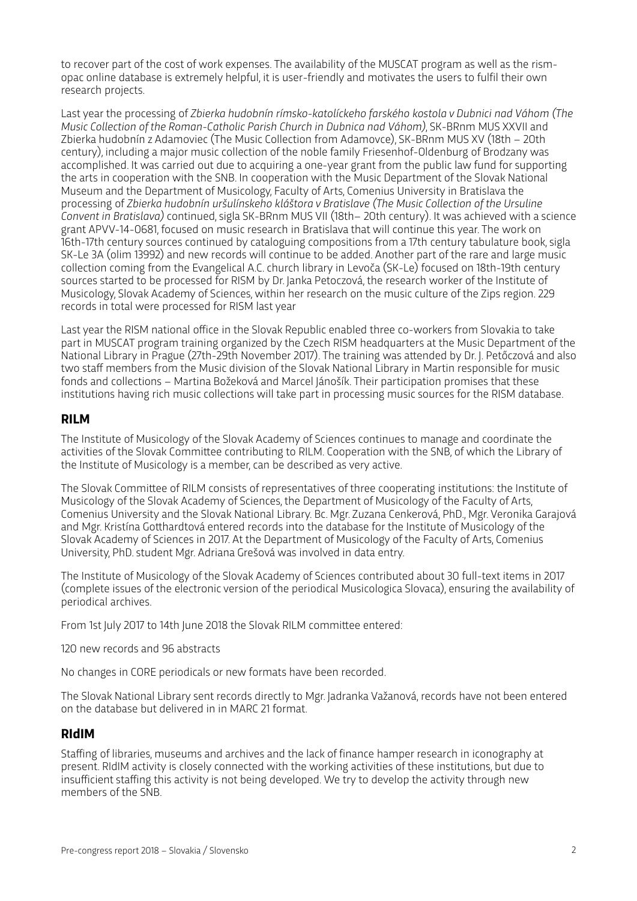to recover part of the cost of work expenses. The availability of the MUSCAT program as well as the rism-opac online database is extremely helpful, it is user-friendly and motivates the users to fulfil their own research projects.

Last year the processing of *Zbierka hudobnín rímsko-katolíckeho farského kostola v Dubnici nad Váhom (The Music Collection of the Roman-Catholic Parish Church in Dubnica nad Váhom)*, SK-BRnm MUS XXVII and Zbierka hudobnín z Adamoviec (The Music Collection from Adamovce), SK-BRnm MUS XV (18th – 20th century), including a major music collection of the noble family Friesenhof-Oldenburg of Brodzany was accomplished. It was carried out due to acquiring a one-year grant from the public law fund for supporting the arts in cooperation with the SNB. In cooperation with the Music Department of the Slovak National Museum and the Department of Musicology, Faculty of Arts, Comenius University in Bratislava the processing of *Zbierka hudobnín uršulínskeho kláštora v Bratislave (The Music Collection of the Ursuline Convent in Bratislava)* continued, sigla SK-BRnm MUS VII (18th– 20th century). It was achieved with a science grant APVV-14-0681, focused on music research in Bratislava that will continue this year. The work on 16th-17th century sources continued by cataloguing compositions from a 17th century tabulature book, sigla SK-Le 3A (olim 13992) and new records will continue to be added. Another part of the rare and large music collection coming from the Evangelical A.C. church library in Levoča (SK-Le) focused on 18th-19th century sources started to be processed for RISM by Dr. Janka Petoczová, the research worker of the Institute of Musicology, Slovak Academy of Sciences, within her research on the music culture of the Zips region. 229 records in total were processed for RISM last year

Last year the RISM national office in the Slovak Republic enabled three co-workers from Slovakia to take part in MUSCAT program training organized by the Czech RISM headquarters at the Music Department of the National Library in Prague (27th-29th November 2017). The training was attended by Dr. J. Petőczová and also two staff members from the Music division of the Slovak National Library in Martin responsible for music fonds and collections – Martina Božeková and Marcel Jánošík. Their participation promises that these institutions having rich music collections will take part in processing music sources for the RISM database.

## RILM

The Institute of Musicology of the Slovak Academy of Sciences continues to manage and coordinate the activities of the Slovak Committee contributing to RILM. Cooperation with the SNB, of which the Library of the Institute of Musicology is a member, can be described as very active.

The Slovak Committee of RILM consists of representatives of three cooperating institutions: the Institute of Musicology of the Slovak Academy of Sciences, the Department of Musicology of the Faculty of Arts, Comenius University and the Slovak National Library. Bc. Mgr. Zuzana Cenkerová, PhD., Mgr. Veronika Garajová and Mgr. Kristína Gotthardtová entered records into the database for the Institute of Musicology of the Slovak Academy of Sciences in 2017. At the Department of Musicology of the Faculty of Arts, Comenius University, PhD. student Mgr. Adriana Grešová was involved in data entry.

The Institute of Musicology of the Slovak Academy of Sciences contributed about 30 full-text items in 2017 (complete issues of the electronic version of the periodical Musicologica Slovaca), ensuring the availability of periodical archives.

From 1st July 2017 to 14th June 2018 the Slovak RILM committee entered:

120 new records and 96 abstracts

No changes in CORE periodicals or new formats have been recorded.

The Slovak National Library sent records directly to Mgr. Jadranka Važanová, records have not been entered on the database but delivered in in MARC 21 format.

## RIdIM

Staffing of libraries, museums and archives and the lack of finance hamper research in iconography at present. RIdIM activity is closely connected with the working activities of these institutions, but due to insufficient staffing this activity is not being developed. We try to develop the activity through new members of the SNB.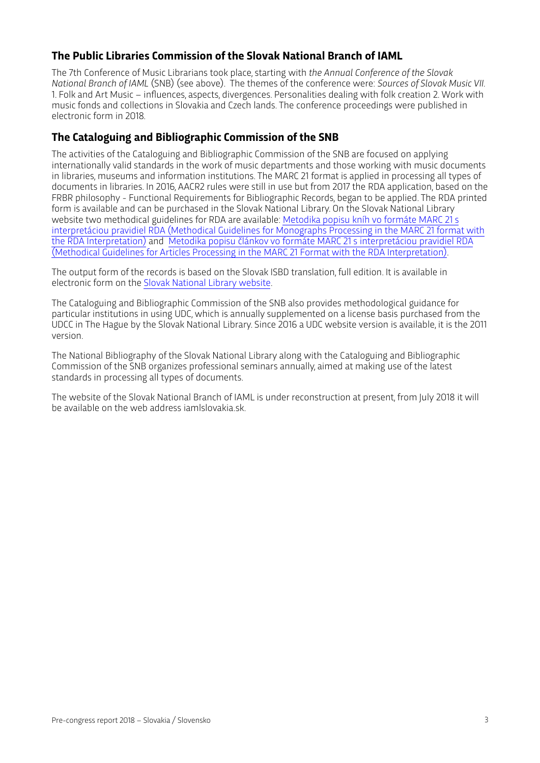## The Public Libraries Commission of the Slovak National Branch of IAML

The 7th Conference of Music Librarians took place, starting with *the Annual Conference of the Slovak National Branch of IAML* (SNB) (see above). The themes of the conference were: *Sources of Slovak Music VII.* 1. Folk and Art Music – influences, aspects, divergences. Personalities dealing with folk creation 2. Work with music fonds and collections in Slovakia and Czech lands. The conference proceedings were published in electronic form in 2018.

## The Cataloguing and Bibliographic Commission of the SNB

The activities of the Cataloguing and Bibliographic Commission of the SNB are focused on applying internationally valid standards in the work of music departments and those working with music documents in libraries, museums and information institutions. The MARC 21 format is applied in processing all types of documents in libraries. In 2016, AACR2 rules were still in use but from 2017 the RDA application, based on the FRBR philosophy - Functional Requirements for Bibliographic Records, began to be applied. The RDA printed form is available and can be purchased in the Slovak National Library. On the Slovak National Library website two methodical guidelines for RDA are available: Metodika popisu kníh vo formáte MARC 21 s interpretáciou pravidiel RDA (Methodical Guidelines for Monographs Processing in the MARC 21 format with the RDA Interpretation) and Metodika popisu článkov vo formáte MARC 21 s interpretáciou pravidiel RDA (Methodical Guidelines for Articles Processing in the MARC 21 Format with the RDA Interpretation).

The output form of the records is based on the Slovak ISBD translation, full edition. It is available in electronic form on the Slovak National Library website.

The Cataloguing and Bibliographic Commission of the SNB also provides methodological guidance for particular institutions in using UDC, which is annually supplemented on a license basis purchased from the UDCC in The Hague by the Slovak National Library. Since 2016 a UDC website version is available, it is the 2011 version.

The National Bibliography of the Slovak National Library along with the Cataloguing and Bibliographic Commission of the SNB organizes professional seminars annually, aimed at making use of the latest standards in processing all types of documents.

The website of the Slovak National Branch of IAML is under reconstruction at present, from July 2018 it will be available on the web address iamlslovakia.sk.